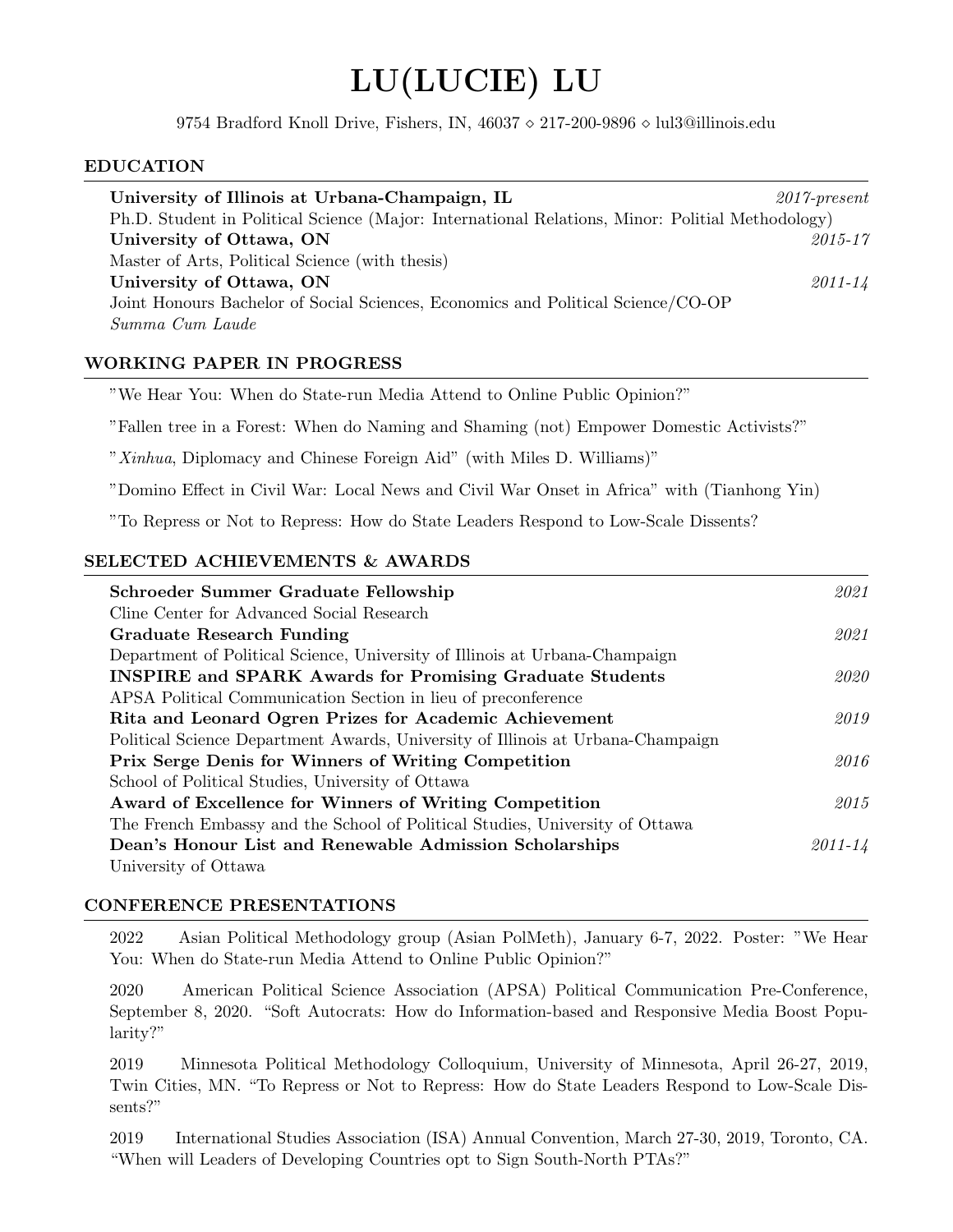# LU(LUCIE) LU

9754 Bradford Knoll Drive, Fishers, IN, 46037 ⋄ 217-200-9896 ⋄ lul3@illinois.edu

## EDUCATION

**University of Illinois at Urbana-Champaign, IL** *2017-present*
Ph.D. Student in Political Science (Major: International Relations, Minor: Politial Methodology)

**University of Ottawa, ON** *2015-17*
Master of Arts, Political Science (with thesis)

**University of Ottawa, ON** *2011-14*
Joint Honours Bachelor of Social Sciences, Economics and Political Science/CO-OP
*Summa Cum Laude*

## WORKING PAPER IN PROGRESS

"We Hear You: When do State-run Media Attend to Online Public Opinion?"

"Fallen tree in a Forest: When do Naming and Shaming (not) Empower Domestic Activists?"

"*Xinhua*, Diplomacy and Chinese Foreign Aid" (with Miles D. Williams)"

"Domino Effect in Civil War: Local News and Civil War Onset in Africa" with (Tianhong Yin)

"To Repress or Not to Repress: How do State Leaders Respond to Low-Scale Dissents?

## SELECTED ACHIEVEMENTS & AWARDS

**Schroeder Summer Graduate Fellowship** *2021*
Cline Center for Advanced Social Research

**Graduate Research Funding** *2021*
Department of Political Science, University of Illinois at Urbana-Champaign

**INSPIRE and SPARK Awards for Promising Graduate Students** *2020*
APSA Political Communication Section in lieu of preconference

**Rita and Leonard Ogren Prizes for Academic Achievement** *2019*
Political Science Department Awards, University of Illinois at Urbana-Champaign

**Prix Serge Denis for Winners of Writing Competition** *2016*
School of Political Studies, University of Ottawa

**Award of Excellence for Winners of Writing Competition** *2015*
The French Embassy and the School of Political Studies, University of Ottawa

**Dean's Honour List and Renewable Admission Scholarships** *2011-14*
University of Ottawa

## CONFERENCE PRESENTATIONS

2022 Asian Political Methodology group (Asian PolMeth), January 6-7, 2022. Poster: "We Hear You: When do State-run Media Attend to Online Public Opinion?"

2020 American Political Science Association (APSA) Political Communication Pre-Conference, September 8, 2020. "Soft Autocrats: How do Information-based and Responsive Media Boost Popularity?"

2019 Minnesota Political Methodology Colloquium, University of Minnesota, April 26-27, 2019, Twin Cities, MN. "To Repress or Not to Repress: How do State Leaders Respond to Low-Scale Dissents?"

2019 International Studies Association (ISA) Annual Convention, March 27-30, 2019, Toronto, CA. "When will Leaders of Developing Countries opt to Sign South-North PTAs?"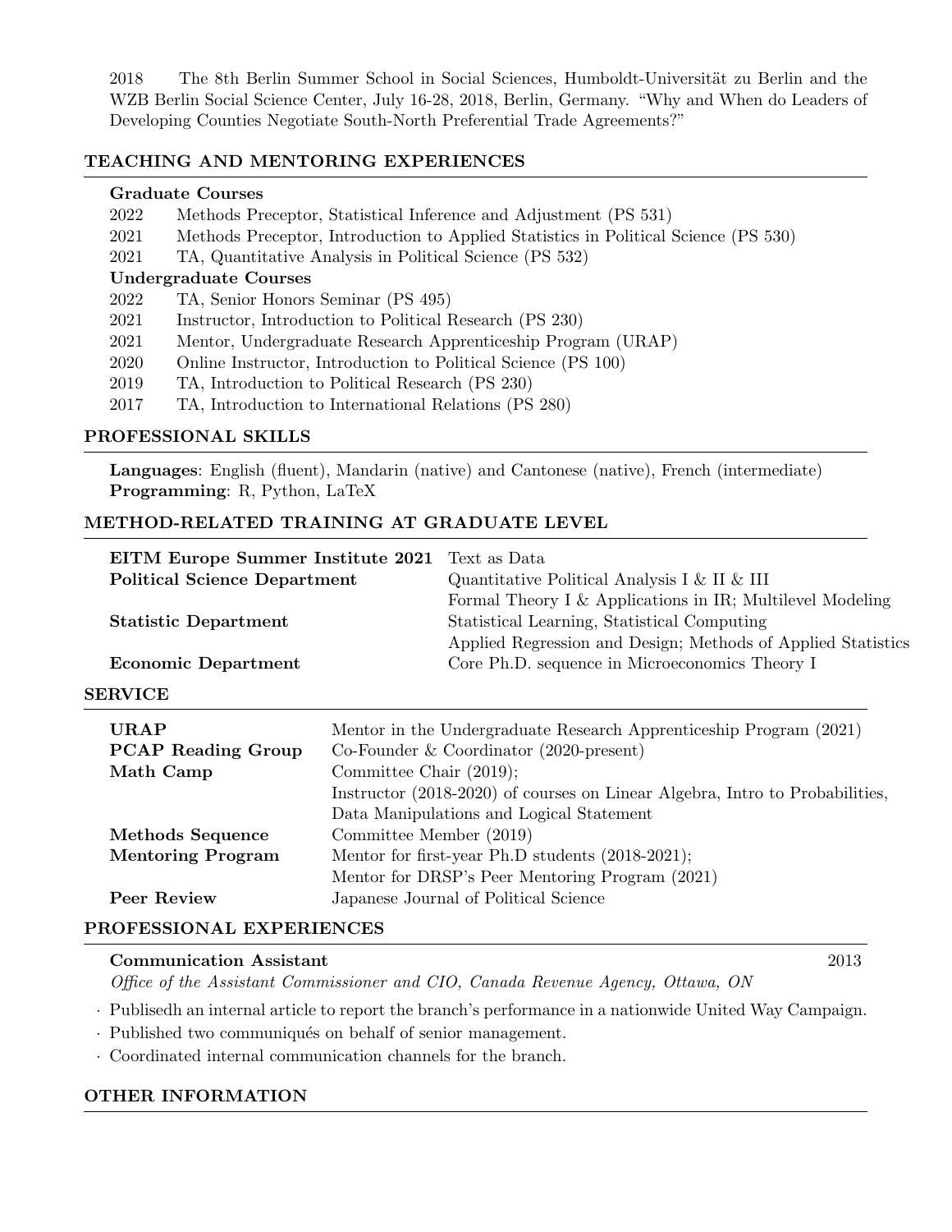2018 The 8th Berlin Summer School in Social Sciences, Humboldt-Universität zu Berlin and the WZB Berlin Social Science Center, July 16-28, 2018, Berlin, Germany. "Why and When do Leaders of Developing Counties Negotiate South-North Preferential Trade Agreements?"

## TEACHING AND MENTORING EXPERIENCES

**Graduate Courses**

- 2022 Methods Preceptor, Statistical Inference and Adjustment (PS 531)
- 2021 Methods Preceptor, Introduction to Applied Statistics in Political Science (PS 530)
- 2021 TA, Quantitative Analysis in Political Science (PS 532)

**Undergraduate Courses**

- 2022 TA, Senior Honors Seminar (PS 495)
- 2021 Instructor, Introduction to Political Research (PS 230)
- 2021 Mentor, Undergraduate Research Apprenticeship Program (URAP)
- 2020 Online Instructor, Introduction to Political Science (PS 100)
- 2019 TA, Introduction to Political Research (PS 230)
- 2017 TA, Introduction to International Relations (PS 280)

## PROFESSIONAL SKILLS

**Languages**: English (fluent), Mandarin (native) and Cantonese (native), French (intermediate)
**Programming**: R, Python, LaTeX

## METHOD-RELATED TRAINING AT GRADUATE LEVEL

| | |
|---|---|
| **EITM Europe Summer Institute 2021** | Text as Data |
| **Political Science Department** | Quantitative Political Analysis I & II & III |
| | Formal Theory I & Applications in IR; Multilevel Modeling |
| **Statistic Department** | Statistical Learning, Statistical Computing |
| | Applied Regression and Design; Methods of Applied Statistics |
| **Economic Department** | Core Ph.D. sequence in Microeconomics Theory I |

## SERVICE

| | |
|---|---|
| **URAP** | Mentor in the Undergraduate Research Apprenticeship Program (2021) |
| **PCAP Reading Group** | Co-Founder & Coordinator (2020-present) |
| **Math Camp** | Committee Chair (2019); |
| | Instructor (2018-2020) of courses on Linear Algebra, Intro to Probabilities, Data Manipulations and Logical Statement |
| **Methods Sequence** | Committee Member (2019) |
| **Mentoring Program** | Mentor for first-year Ph.D students (2018-2021); |
| | Mentor for DRSP's Peer Mentoring Program (2021) |
| **Peer Review** | Japanese Journal of Political Science |

## PROFESSIONAL EXPERIENCES

**Communication Assistant** 2013
*Office of the Assistant Commissioner and CIO, Canada Revenue Agency, Ottawa, ON*

- Publisedh an internal article to report the branch's performance in a nationwide United Way Campaign.
- Published two communiqués on behalf of senior management.
- Coordinated internal communication channels for the branch.

## OTHER INFORMATION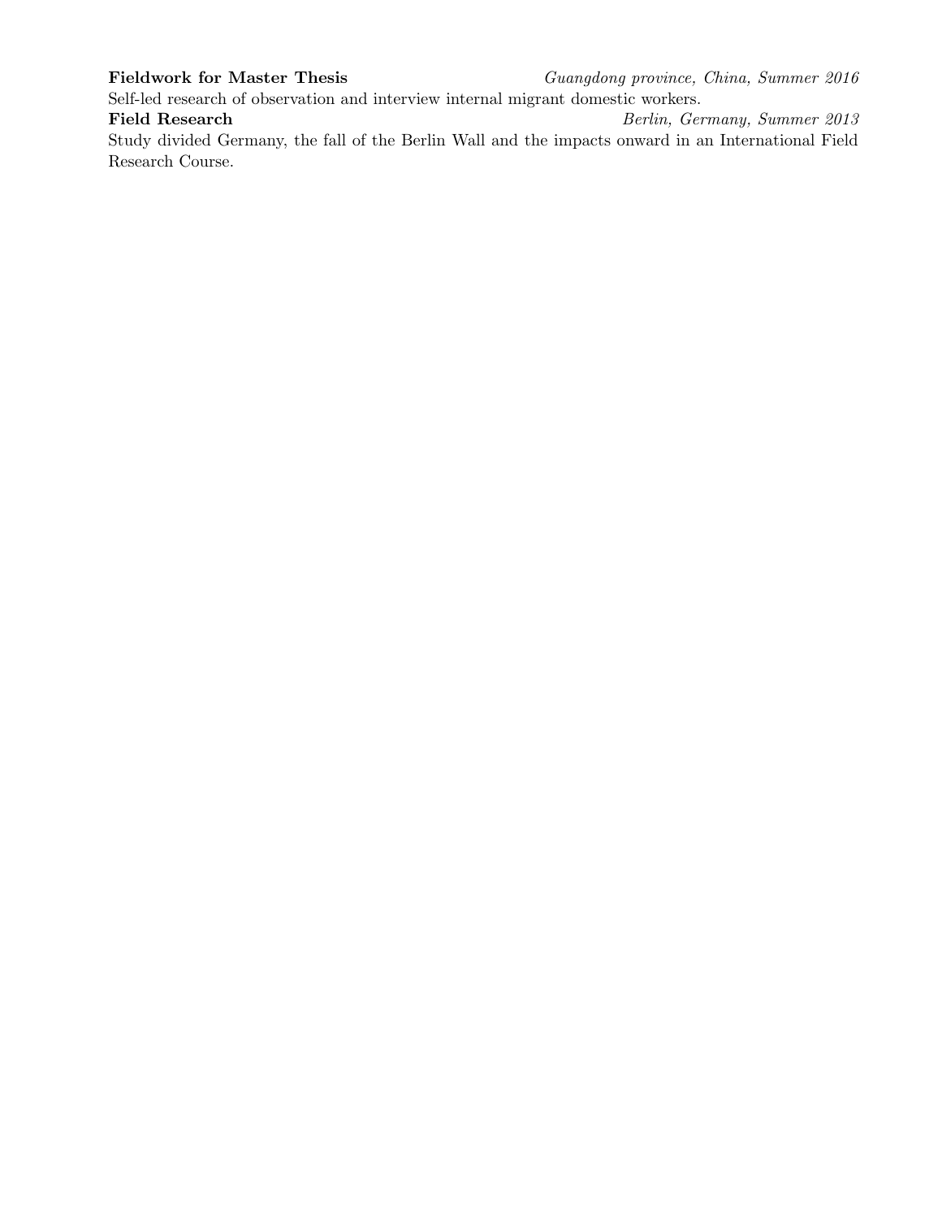**Fieldwork for Master Thesis** *Guangdong province, China, Summer 2016*

Self-led research of observation and interview internal migrant domestic workers.

**Field Research** *Berlin, Germany, Summer 2013*

Study divided Germany, the fall of the Berlin Wall and the impacts onward in an International Field Research Course.